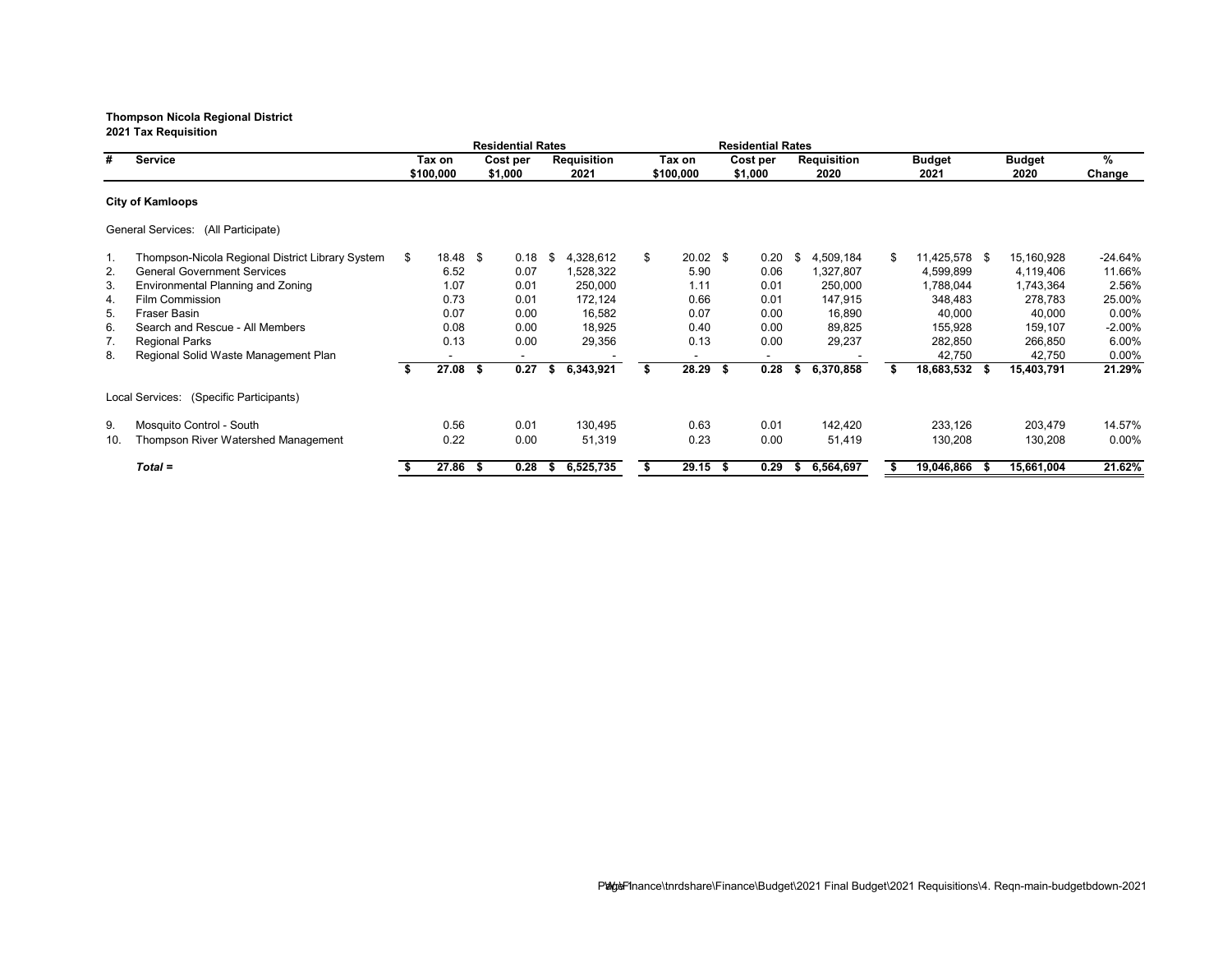**Thompson Nicola Regional District**
**2021 Tax Requisition**

| # | Service | Residential Rates | | | Residential Rates | | | | | |
|---|---|---|---|---|---|---|---|---|---|---|
| | | Tax on $100,000 | Cost per $1,000 | Requisition 2021 | Tax on $100,000 | Cost per $1,000 | Requisition 2020 | Budget 2021 | Budget 2020 | % Change |
| | **City of Kamloops** | | | | | | | | | |
| | General Services: (All Participate) | | | | | | | | | |
| 1. | Thompson-Nicola Regional District Library System | $ 18.48 | $ 0.18 | $ 4,328,612 | $ 20.02 | $ 0.20 | $ 4,509,184 | $ 11,425,578 | $ 15,160,928 | -24.64% |
| 2. | General Government Services | 6.52 | 0.07 | 1,528,322 | 5.90 | 0.06 | 1,327,807 | 4,599,899 | 4,119,406 | 11.66% |
| 3. | Environmental Planning and Zoning | 1.07 | 0.01 | 250,000 | 1.11 | 0.01 | 250,000 | 1,788,044 | 1,743,364 | 2.56% |
| 4. | Film Commission | 0.73 | 0.01 | 172,124 | 0.66 | 0.01 | 147,915 | 348,483 | 278,783 | 25.00% |
| 5. | Fraser Basin | 0.07 | 0.00 | 16,582 | 0.07 | 0.00 | 16,890 | 40,000 | 40,000 | 0.00% |
| 6. | Search and Rescue - All Members | 0.08 | 0.00 | 18,925 | 0.40 | 0.00 | 89,825 | 155,928 | 159,107 | -2.00% |
| 7. | Regional Parks | 0.13 | 0.00 | 29,356 | 0.13 | 0.00 | 29,237 | 282,850 | 266,850 | 6.00% |
| 8. | Regional Solid Waste Management Plan | - | - | - | - | - | - | 42,750 | 42,750 | 0.00% |
| | | **$ 27.08** | **$ 0.27** | **$ 6,343,921** | **$ 28.29** | **$ 0.28** | **$ 6,370,858** | **$ 18,683,532** | **$ 15,403,791** | **21.29%** |
| | Local Services: (Specific Participants) | | | | | | | | | |
| 9. | Mosquito Control - South | 0.56 | 0.01 | 130,495 | 0.63 | 0.01 | 142,420 | 233,126 | 203,479 | 14.57% |
| 10. | Thompson River Watershed Management | 0.22 | 0.00 | 51,319 | 0.23 | 0.00 | 51,419 | 130,208 | 130,208 | 0.00% |
| | ***Total =*** | **$ 27.86** | **$ 0.28** | **$ 6,525,735** | **$ 29.15** | **$ 0.29** | **$ 6,564,697** | **$ 19,046,866** | **$ 15,661,004** | **21.62%** |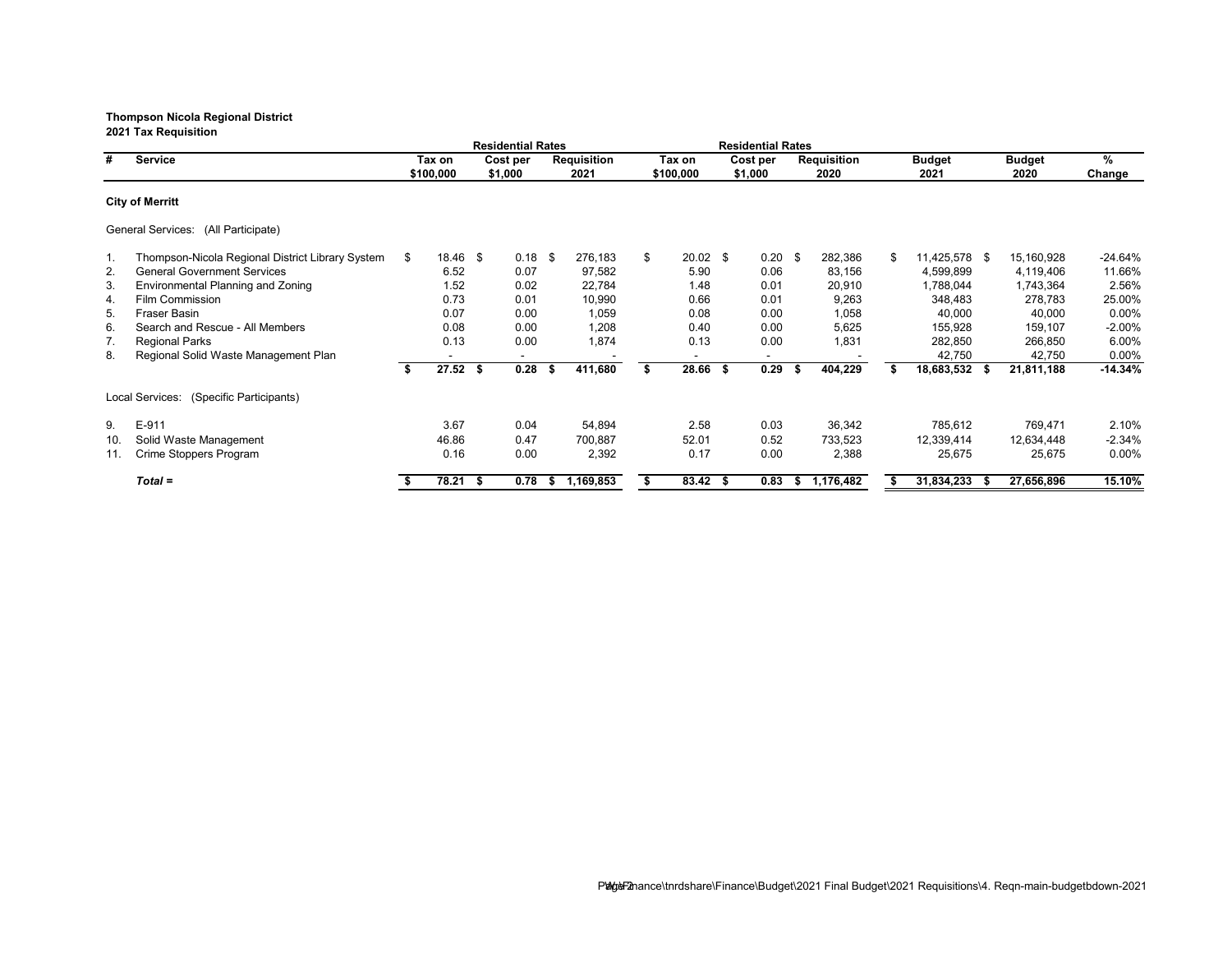**Thompson Nicola Regional District**
**2021 Tax Requisition**

| # | Service | Residential Rates Tax on $100,000 | Residential Rates Cost per $1,000 | Requisition 2021 | Residential Rates Tax on $100,000 | Residential Rates Cost per $1,000 | Requisition 2020 | Budget 2021 | Budget 2020 | % Change |
|---|---|---|---|---|---|---|---|---|---|---|
| | **City of Merritt** | | | | | | | | | |
| | General Services: (All Participate) | | | | | | | | | |
| 1. | Thompson-Nicola Regional District Library System | $ 18.46 | $ 0.18 | $ 276,183 | $ 20.02 | $ 0.20 | $ 282,386 | $ 11,425,578 | $ 15,160,928 | -24.64% |
| 2. | General Government Services | 6.52 | 0.07 | 97,582 | 5.90 | 0.06 | 83,156 | 4,599,899 | 4,119,406 | 11.66% |
| 3. | Environmental Planning and Zoning | 1.52 | 0.02 | 22,784 | 1.48 | 0.01 | 20,910 | 1,788,044 | 1,743,364 | 2.56% |
| 4. | Film Commission | 0.73 | 0.01 | 10,990 | 0.66 | 0.01 | 9,263 | 348,483 | 278,783 | 25.00% |
| 5. | Fraser Basin | 0.07 | 0.00 | 1,059 | 0.08 | 0.00 | 1,058 | 40,000 | 40,000 | 0.00% |
| 6. | Search and Rescue - All Members | 0.08 | 0.00 | 1,208 | 0.40 | 0.00 | 5,625 | 155,928 | 159,107 | -2.00% |
| 7. | Regional Parks | 0.13 | 0.00 | 1,874 | 0.13 | 0.00 | 1,831 | 282,850 | 266,850 | 6.00% |
| 8. | Regional Solid Waste Management Plan | - | - | - | - | - | - | 42,750 | 42,750 | 0.00% |
| | | **$ 27.52** | **$ 0.28** | **$ 411,680** | **$ 28.66** | **$ 0.29** | **$ 404,229** | **$ 18,683,532** | **$ 21,811,188** | **-14.34%** |
| | Local Services: (Specific Participants) | | | | | | | | | |
| 9. | E-911 | 3.67 | 0.04 | 54,894 | 2.58 | 0.03 | 36,342 | 785,612 | 769,471 | 2.10% |
| 10. | Solid Waste Management | 46.86 | 0.47 | 700,887 | 52.01 | 0.52 | 733,523 | 12,339,414 | 12,634,448 | -2.34% |
| 11. | Crime Stoppers Program | 0.16 | 0.00 | 2,392 | 0.17 | 0.00 | 2,388 | 25,675 | 25,675 | 0.00% |
| | ***Total =*** | **$ 78.21** | **$ 0.78** | **$ 1,169,853** | **$ 83.42** | **$ 0.83** | **$ 1,176,482** | **$ 31,834,233** | **$ 27,656,896** | **15.10%** |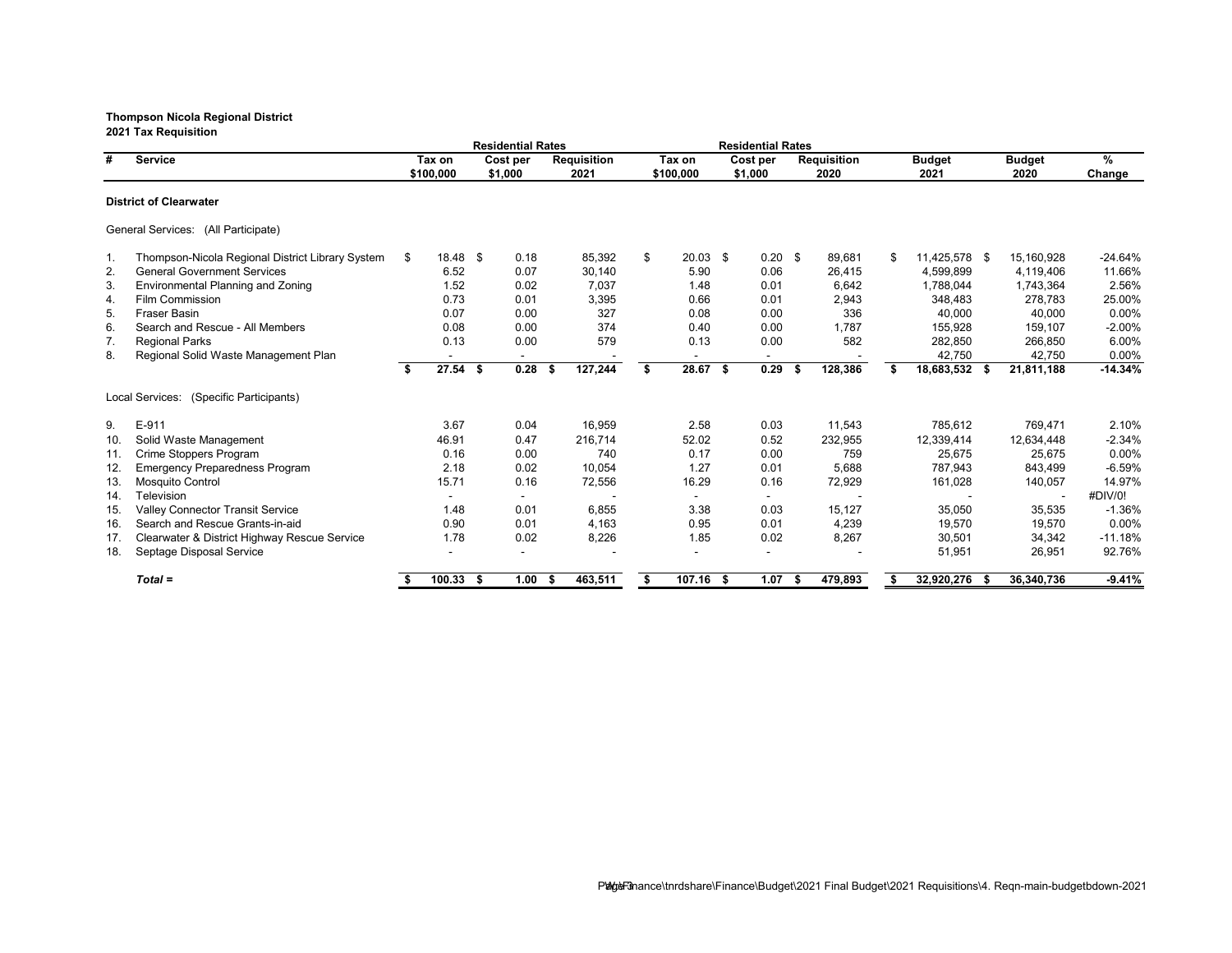**Thompson Nicola Regional District**
**2021 Tax Requisition**

| # | Service | Residential Rates Tax on $100,000 | Residential Rates Cost per $1,000 | Requisition 2021 | Residential Rates Tax on $100,000 | Residential Rates Cost per $1,000 | Requisition 2020 | Budget 2021 | Budget 2020 | % Change |
|---|---|---|---|---|---|---|---|---|---|---|
| | **District of Clearwater** | | | | | | | | | |
| | General Services: (All Participate) | | | | | | | | | |
| 1. | Thompson-Nicola Regional District Library System | $ 18.48 | $ 0.18 | 85,392 | $ 20.03 | $ 0.20 | $ 89,681 | $ 11,425,578 | $ 15,160,928 | -24.64% |
| 2. | General Government Services | 6.52 | 0.07 | 30,140 | 5.90 | 0.06 | 26,415 | 4,599,899 | 4,119,406 | 11.66% |
| 3. | Environmental Planning and Zoning | 1.52 | 0.02 | 7,037 | 1.48 | 0.01 | 6,642 | 1,788,044 | 1,743,364 | 2.56% |
| 4. | Film Commission | 0.73 | 0.01 | 3,395 | 0.66 | 0.01 | 2,943 | 348,483 | 278,783 | 25.00% |
| 5. | Fraser Basin | 0.07 | 0.00 | 327 | 0.08 | 0.00 | 336 | 40,000 | 40,000 | 0.00% |
| 6. | Search and Rescue - All Members | 0.08 | 0.00 | 374 | 0.40 | 0.00 | 1,787 | 155,928 | 159,107 | -2.00% |
| 7. | Regional Parks | 0.13 | 0.00 | 579 | 0.13 | 0.00 | 582 | 282,850 | 266,850 | 6.00% |
| 8. | Regional Solid Waste Management Plan | - | - | - | - | - | - | 42,750 | 42,750 | 0.00% |
| | | **$ 27.54** | **$ 0.28** | **$ 127,244** | **$ 28.67** | **$ 0.29** | **$ 128,386** | **$ 18,683,532** | **$ 21,811,188** | **-14.34%** |
| | Local Services: (Specific Participants) | | | | | | | | | |
| 9. | E-911 | 3.67 | 0.04 | 16,959 | 2.58 | 0.03 | 11,543 | 785,612 | 769,471 | 2.10% |
| 10. | Solid Waste Management | 46.91 | 0.47 | 216,714 | 52.02 | 0.52 | 232,955 | 12,339,414 | 12,634,448 | -2.34% |
| 11. | Crime Stoppers Program | 0.16 | 0.00 | 740 | 0.17 | 0.00 | 759 | 25,675 | 25,675 | 0.00% |
| 12. | Emergency Preparedness Program | 2.18 | 0.02 | 10,054 | 1.27 | 0.01 | 5,688 | 787,943 | 843,499 | -6.59% |
| 13. | Mosquito Control | 15.71 | 0.16 | 72,556 | 16.29 | 0.16 | 72,929 | 161,028 | 140,057 | 14.97% |
| 14. | Television | - | - | - | - | - | - | - | - | #DIV/0! |
| 15. | Valley Connector Transit Service | 1.48 | 0.01 | 6,855 | 3.38 | 0.03 | 15,127 | 35,050 | 35,535 | -1.36% |
| 16. | Search and Rescue Grants-in-aid | 0.90 | 0.01 | 4,163 | 0.95 | 0.01 | 4,239 | 19,570 | 19,570 | 0.00% |
| 17. | Clearwater & District Highway Rescue Service | 1.78 | 0.02 | 8,226 | 1.85 | 0.02 | 8,267 | 30,501 | 34,342 | -11.18% |
| 18. | Septage Disposal Service | - | - | - | - | - | - | 51,951 | 26,951 | 92.76% |
| | ***Total =*** | **$ 100.33** | **$ 1.00** | **$ 463,511** | **$ 107.16** | **$ 1.07** | **$ 479,893** | **$ 32,920,276** | **$ 36,340,736** | **-9.41%** |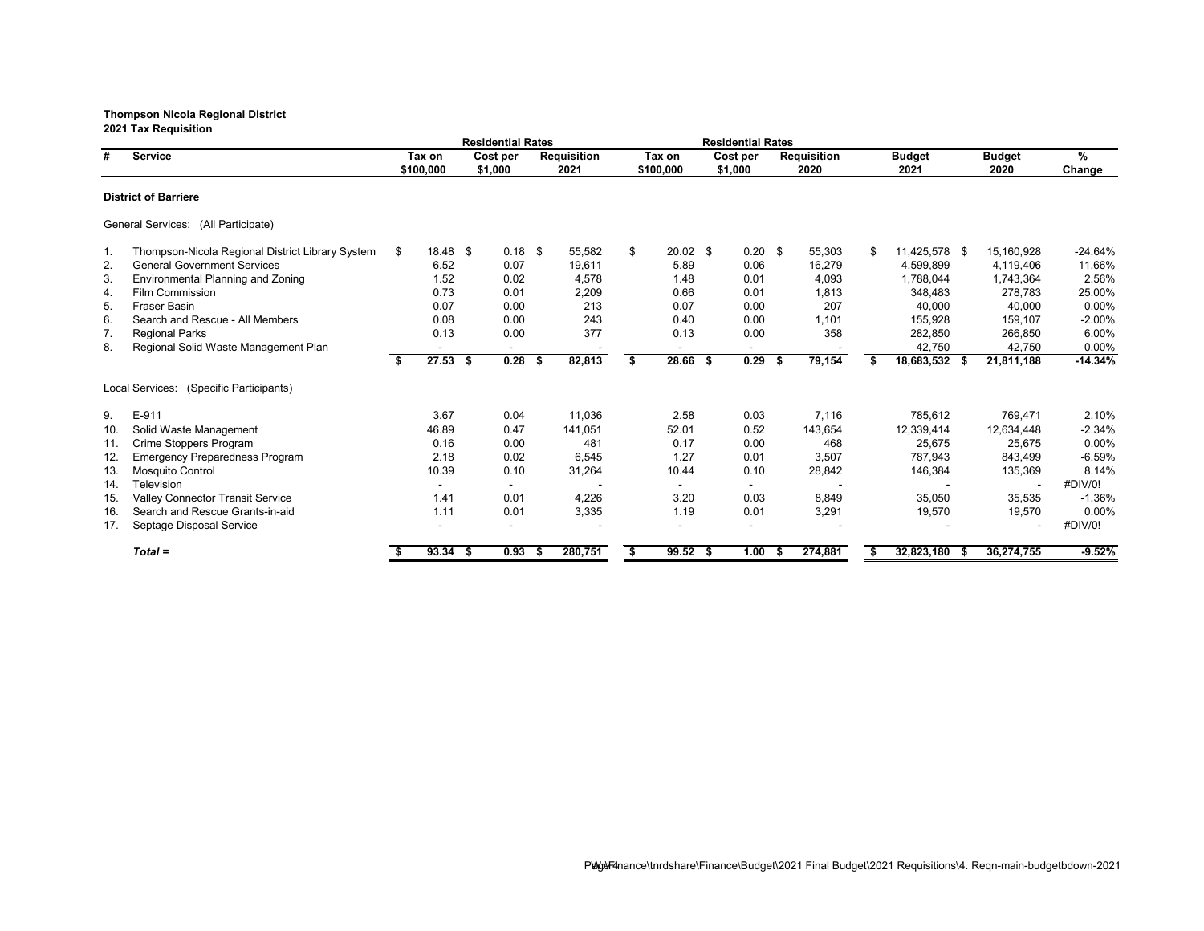**Thompson Nicola Regional District**
**2021 Tax Requisition**

| # | Service | Residential Rates Tax on $100,000 | Residential Rates Cost per $1,000 | Residential Rates Requisition 2021 | Residential Rates Tax on $100,000 | Residential Rates Cost per $1,000 | Residential Rates Requisition 2020 | Budget 2021 | Budget 2020 | % Change |
|---|---|---|---|---|---|---|---|---|---|---|
| | **District of Barriere** | | | | | | | | | |
| | General Services: (All Participate) | | | | | | | | | |
| 1. | Thompson-Nicola Regional District Library System | $ 18.48 | $ 0.18 | $ 55,582 | $ 20.02 | $ 0.20 | $ 55,303 | $ 11,425,578 | $ 15,160,928 | -24.64% |
| 2. | General Government Services | 6.52 | 0.07 | 19,611 | 5.89 | 0.06 | 16,279 | 4,599,899 | 4,119,406 | 11.66% |
| 3. | Environmental Planning and Zoning | 1.52 | 0.02 | 4,578 | 1.48 | 0.01 | 4,093 | 1,788,044 | 1,743,364 | 2.56% |
| 4. | Film Commission | 0.73 | 0.01 | 2,209 | 0.66 | 0.01 | 1,813 | 348,483 | 278,783 | 25.00% |
| 5. | Fraser Basin | 0.07 | 0.00 | 213 | 0.07 | 0.00 | 207 | 40,000 | 40,000 | 0.00% |
| 6. | Search and Rescue - All Members | 0.08 | 0.00 | 243 | 0.40 | 0.00 | 1,101 | 155,928 | 159,107 | -2.00% |
| 7. | Regional Parks | 0.13 | 0.00 | 377 | 0.13 | 0.00 | 358 | 282,850 | 266,850 | 6.00% |
| 8. | Regional Solid Waste Management Plan | - | - | - | - | - | - | 42,750 | 42,750 | 0.00% |
| | | **$ 27.53** | **$ 0.28** | **$ 82,813** | **$ 28.66** | **$ 0.29** | **$ 79,154** | **$ 18,683,532** | **$ 21,811,188** | **-14.34%** |
| | Local Services: (Specific Participants) | | | | | | | | | |
| 9. | E-911 | 3.67 | 0.04 | 11,036 | 2.58 | 0.03 | 7,116 | 785,612 | 769,471 | 2.10% |
| 10. | Solid Waste Management | 46.89 | 0.47 | 141,051 | 52.01 | 0.52 | 143,654 | 12,339,414 | 12,634,448 | -2.34% |
| 11. | Crime Stoppers Program | 0.16 | 0.00 | 481 | 0.17 | 0.00 | 468 | 25,675 | 25,675 | 0.00% |
| 12. | Emergency Preparedness Program | 2.18 | 0.02 | 6,545 | 1.27 | 0.01 | 3,507 | 787,943 | 843,499 | -6.59% |
| 13. | Mosquito Control | 10.39 | 0.10 | 31,264 | 10.44 | 0.10 | 28,842 | 146,384 | 135,369 | 8.14% |
| 14. | Television | - | - | - | - | - | - | - | - | #DIV/0! |
| 15. | Valley Connector Transit Service | 1.41 | 0.01 | 4,226 | 3.20 | 0.03 | 8,849 | 35,050 | 35,535 | -1.36% |
| 16. | Search and Rescue Grants-in-aid | 1.11 | 0.01 | 3,335 | 1.19 | 0.01 | 3,291 | 19,570 | 19,570 | 0.00% |
| 17. | Septage Disposal Service | - | - | - | - | - | - | - | - | #DIV/0! |
| | ***Total =*** | **$ 93.34** | **$ 0.93** | **$ 280,751** | **$ 99.52** | **$ 1.00** | **$ 274,881** | **$ 32,823,180** | **$ 36,274,755** | **-9.52%** |

\\Finance\tnrdshare\Finance\Budget\2021 Final Budget\2021 Requisitions\4. Reqn-main-budgetbdown-2021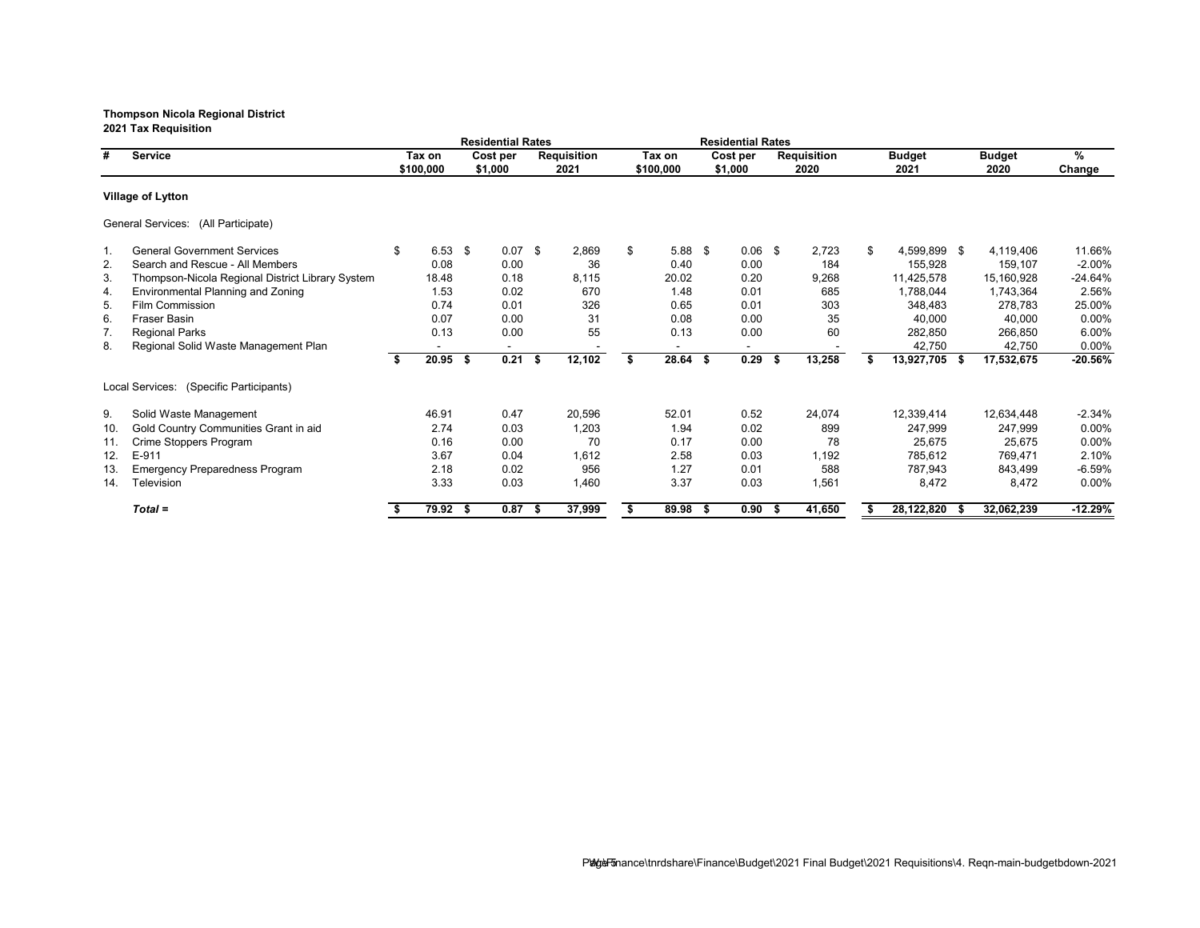**Thompson Nicola Regional District**
**2021 Tax Requisition**

| # | Service | Residential Rates Tax on $100,000 | Residential Rates Cost per $1,000 | Residential Rates Requisition 2021 | Residential Rates Tax on $100,000 | Residential Rates Cost per $1,000 | Residential Rates Requisition 2020 | Budget 2021 | Budget 2020 | % Change |
|---|---|---|---|---|---|---|---|---|---|---|
| | **Village of Lytton** | | | | | | | | | |
| | General Services: (All Participate) | | | | | | | | | |
| 1. | General Government Services | $ 6.53 | $ 0.07 | $ 2,869 | $ 5.88 | $ 0.06 | $ 2,723 | $ 4,599,899 | $ 4,119,406 | 11.66% |
| 2. | Search and Rescue - All Members | 0.08 | 0.00 | 36 | 0.40 | 0.00 | 184 | 155,928 | 159,107 | -2.00% |
| 3. | Thompson-Nicola Regional District Library System | 18.48 | 0.18 | 8,115 | 20.02 | 0.20 | 9,268 | 11,425,578 | 15,160,928 | -24.64% |
| 4. | Environmental Planning and Zoning | 1.53 | 0.02 | 670 | 1.48 | 0.01 | 685 | 1,788,044 | 1,743,364 | 2.56% |
| 5. | Film Commission | 0.74 | 0.01 | 326 | 0.65 | 0.01 | 303 | 348,483 | 278,783 | 25.00% |
| 6. | Fraser Basin | 0.07 | 0.00 | 31 | 0.08 | 0.00 | 35 | 40,000 | 40,000 | 0.00% |
| 7. | Regional Parks | 0.13 | 0.00 | 55 | 0.13 | 0.00 | 60 | 282,850 | 266,850 | 6.00% |
| 8. | Regional Solid Waste Management Plan | - | - | - | - | - | - | 42,750 | 42,750 | 0.00% |
| | | **$ 20.95** | **$ 0.21** | **$ 12,102** | **$ 28.64** | **$ 0.29** | **$ 13,258** | **$ 13,927,705** | **$ 17,532,675** | **-20.56%** |
| | Local Services: (Specific Participants) | | | | | | | | | |
| 9. | Solid Waste Management | 46.91 | 0.47 | 20,596 | 52.01 | 0.52 | 24,074 | 12,339,414 | 12,634,448 | -2.34% |
| 10. | Gold Country Communities Grant in aid | 2.74 | 0.03 | 1,203 | 1.94 | 0.02 | 899 | 247,999 | 247,999 | 0.00% |
| 11. | Crime Stoppers Program | 0.16 | 0.00 | 70 | 0.17 | 0.00 | 78 | 25,675 | 25,675 | 0.00% |
| 12. | E-911 | 3.67 | 0.04 | 1,612 | 2.58 | 0.03 | 1,192 | 785,612 | 769,471 | 2.10% |
| 13. | Emergency Preparedness Program | 2.18 | 0.02 | 956 | 1.27 | 0.01 | 588 | 787,943 | 843,499 | -6.59% |
| 14. | Television | 3.33 | 0.03 | 1,460 | 3.37 | 0.03 | 1,561 | 8,472 | 8,472 | 0.00% |
| | ***Total =*** | **$ 79.92** | **$ 0.87** | **$ 37,999** | **$ 89.98** | **$ 0.90** | **$ 41,650** | **$ 28,122,820** | **$ 32,062,239** | **-12.29%** |

W:\Finance\tnrdshare\Finance\Budget\2021 Final Budget\2021 Requisitions\4. Reqn-main-budgetbdown-2021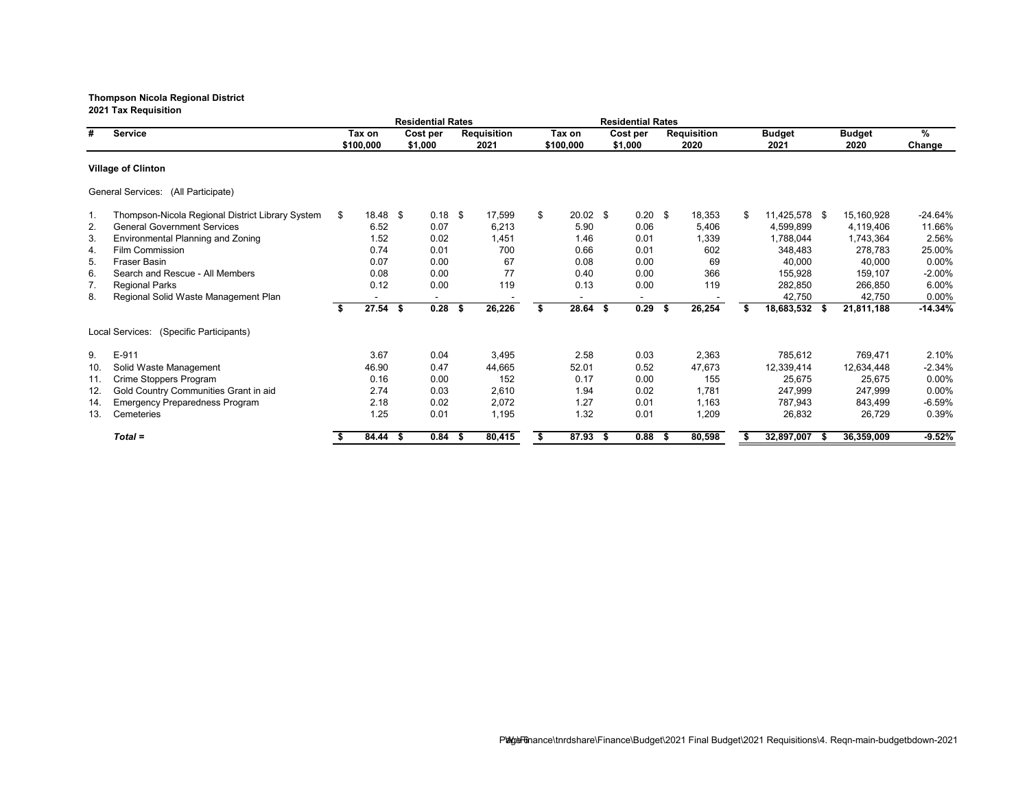**Thompson Nicola Regional District**
**2021 Tax Requisition**

| # | Service | Residential Rates Tax on $100,000 | Residential Rates Cost per $1,000 | Residential Rates Requisition 2021 | Residential Rates Tax on $100,000 | Residential Rates Cost per $1,000 | Residential Rates Requisition 2020 | Budget 2021 | Budget 2020 | % Change |
|---|---|---|---|---|---|---|---|---|---|---|
| | **Village of Clinton** | | | | | | | | | |
| | General Services: (All Participate) | | | | | | | | | |
| 1. | Thompson-Nicola Regional District Library System | $ 18.48 | $ 0.18 | $ 17,599 | $ 20.02 | $ 0.20 | $ 18,353 | $ 11,425,578 | $ 15,160,928 | -24.64% |
| 2. | General Government Services | 6.52 | 0.07 | 6,213 | 5.90 | 0.06 | 5,406 | 4,599,899 | 4,119,406 | 11.66% |
| 3. | Environmental Planning and Zoning | 1.52 | 0.02 | 1,451 | 1.46 | 0.01 | 1,339 | 1,788,044 | 1,743,364 | 2.56% |
| 4. | Film Commission | 0.74 | 0.01 | 700 | 0.66 | 0.01 | 602 | 348,483 | 278,783 | 25.00% |
| 5. | Fraser Basin | 0.07 | 0.00 | 67 | 0.08 | 0.00 | 69 | 40,000 | 40,000 | 0.00% |
| 6. | Search and Rescue - All Members | 0.08 | 0.00 | 77 | 0.40 | 0.00 | 366 | 155,928 | 159,107 | -2.00% |
| 7. | Regional Parks | 0.12 | 0.00 | 119 | 0.13 | 0.00 | 119 | 282,850 | 266,850 | 6.00% |
| 8. | Regional Solid Waste Management Plan | - | - | - | - | - | - | 42,750 | 42,750 | 0.00% |
| | | **$ 27.54** | **$ 0.28** | **$ 26,226** | **$ 28.64** | **$ 0.29** | **$ 26,254** | **$ 18,683,532** | **$ 21,811,188** | **-14.34%** |
| | Local Services: (Specific Participants) | | | | | | | | | |
| 9. | E-911 | 3.67 | 0.04 | 3,495 | 2.58 | 0.03 | 2,363 | 785,612 | 769,471 | 2.10% |
| 10. | Solid Waste Management | 46.90 | 0.47 | 44,665 | 52.01 | 0.52 | 47,673 | 12,339,414 | 12,634,448 | -2.34% |
| 11. | Crime Stoppers Program | 0.16 | 0.00 | 152 | 0.17 | 0.00 | 155 | 25,675 | 25,675 | 0.00% |
| 12. | Gold Country Communities Grant in aid | 2.74 | 0.03 | 2,610 | 1.94 | 0.02 | 1,781 | 247,999 | 247,999 | 0.00% |
| 14. | Emergency Preparedness Program | 2.18 | 0.02 | 2,072 | 1.27 | 0.01 | 1,163 | 787,943 | 843,499 | -6.59% |
| 13. | Cemeteries | 1.25 | 0.01 | 1,195 | 1.32 | 0.01 | 1,209 | 26,832 | 26,729 | 0.39% |
| | ***Total =*** | **$ 84.44** | **$ 0.84** | **$ 80,415** | **$ 87.93** | **$ 0.88** | **$ 80,598** | **$ 32,897,007** | **$ 36,359,009** | **-9.52%** |

\\tnrdfinance\tnrdshare\Finance\Budget\2021 Final Budget\2021 Requisitions\4. Reqn-main-budgetbdown-2021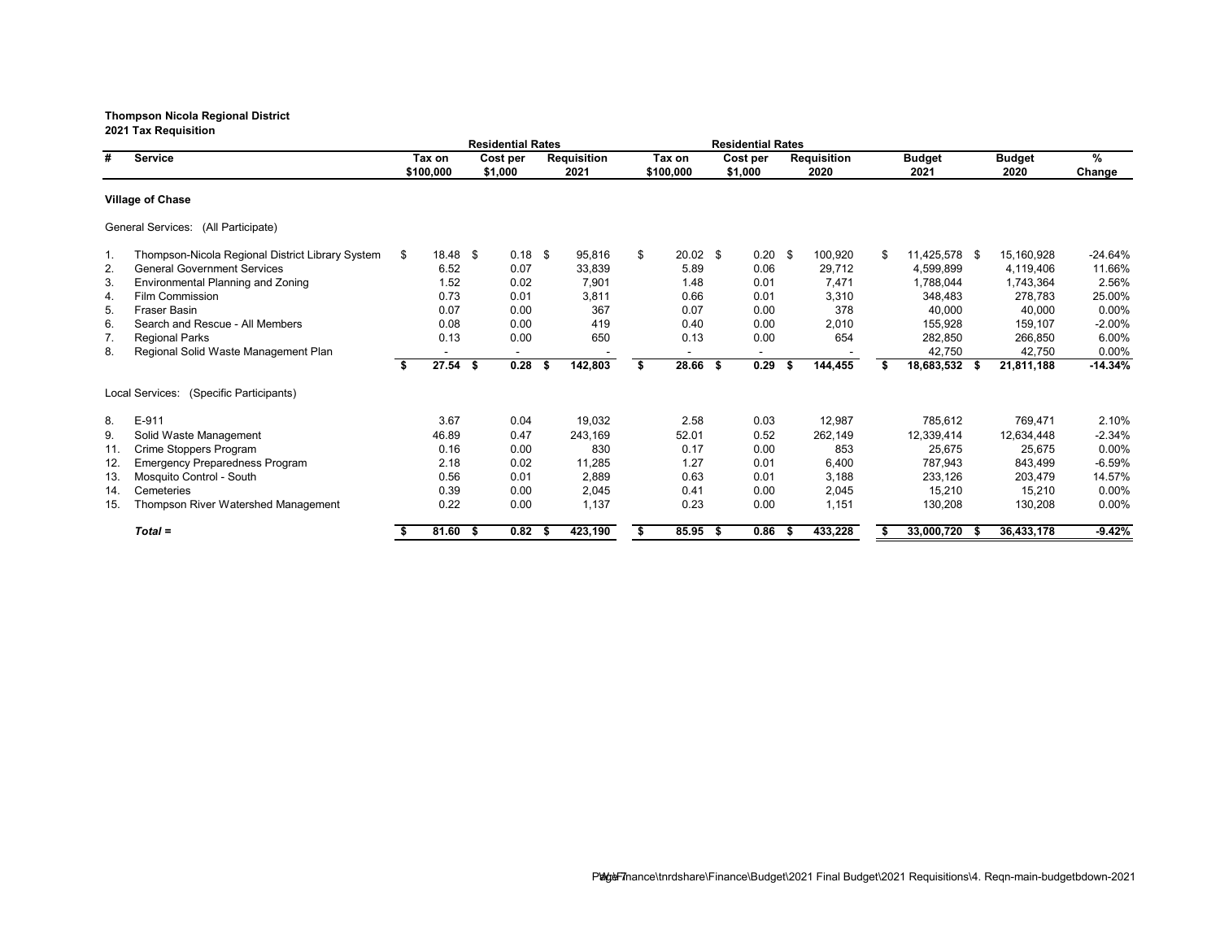**Thompson Nicola Regional District**
**2021 Tax Requisition**

| # | Service | Residential Rates Tax on $100,000 | Residential Rates Cost per $1,000 | Requisition 2021 | Residential Rates Tax on $100,000 | Residential Rates Cost per $1,000 | Requisition 2020 | Budget 2021 | Budget 2020 | % Change |
|---|---|---|---|---|---|---|---|---|---|---|
| | **Village of Chase** | | | | | | | | | |
| | General Services: (All Participate) | | | | | | | | | |
| 1. | Thompson-Nicola Regional District Library System | $ 18.48 | $ 0.18 | $ 95,816 | $ 20.02 | $ 0.20 | $ 100,920 | $ 11,425,578 | $ 15,160,928 | -24.64% |
| 2. | General Government Services | 6.52 | 0.07 | 33,839 | 5.89 | 0.06 | 29,712 | 4,599,899 | 4,119,406 | 11.66% |
| 3. | Environmental Planning and Zoning | 1.52 | 0.02 | 7,901 | 1.48 | 0.01 | 7,471 | 1,788,044 | 1,743,364 | 2.56% |
| 4. | Film Commission | 0.73 | 0.01 | 3,811 | 0.66 | 0.01 | 3,310 | 348,483 | 278,783 | 25.00% |
| 5. | Fraser Basin | 0.07 | 0.00 | 367 | 0.07 | 0.00 | 378 | 40,000 | 40,000 | 0.00% |
| 6. | Search and Rescue - All Members | 0.08 | 0.00 | 419 | 0.40 | 0.00 | 2,010 | 155,928 | 159,107 | -2.00% |
| 7. | Regional Parks | 0.13 | 0.00 | 650 | 0.13 | 0.00 | 654 | 282,850 | 266,850 | 6.00% |
| 8. | Regional Solid Waste Management Plan | - | - | - | - | - | - | 42,750 | 42,750 | 0.00% |
| | | **$ 27.54** | **$ 0.28** | **$ 142,803** | **$ 28.66** | **$ 0.29** | **$ 144,455** | **$ 18,683,532** | **$ 21,811,188** | **-14.34%** |
| | Local Services: (Specific Participants) | | | | | | | | | |
| 8. | E-911 | 3.67 | 0.04 | 19,032 | 2.58 | 0.03 | 12,987 | 785,612 | 769,471 | 2.10% |
| 9. | Solid Waste Management | 46.89 | 0.47 | 243,169 | 52.01 | 0.52 | 262,149 | 12,339,414 | 12,634,448 | -2.34% |
| 11. | Crime Stoppers Program | 0.16 | 0.00 | 830 | 0.17 | 0.00 | 853 | 25,675 | 25,675 | 0.00% |
| 12. | Emergency Preparedness Program | 2.18 | 0.02 | 11,285 | 1.27 | 0.01 | 6,400 | 787,943 | 843,499 | -6.59% |
| 13. | Mosquito Control - South | 0.56 | 0.01 | 2,889 | 0.63 | 0.01 | 3,188 | 233,126 | 203,479 | 14.57% |
| 14. | Cemeteries | 0.39 | 0.00 | 2,045 | 0.41 | 0.00 | 2,045 | 15,210 | 15,210 | 0.00% |
| 15. | Thompson River Watershed Management | 0.22 | 0.00 | 1,137 | 0.23 | 0.00 | 1,151 | 130,208 | 130,208 | 0.00% |
| | ***Total =*** | **$ 81.60** | **$ 0.82** | **$ 423,190** | **$ 85.95** | **$ 0.86** | **$ 433,228** | **$ 33,000,720** | **$ 36,433,178** | **-9.42%** |

W:\Finance\tnrdshare\Finance\Budget\2021 Final Budget\2021 Requisitions\4. Reqn-main-budgetbdown-2021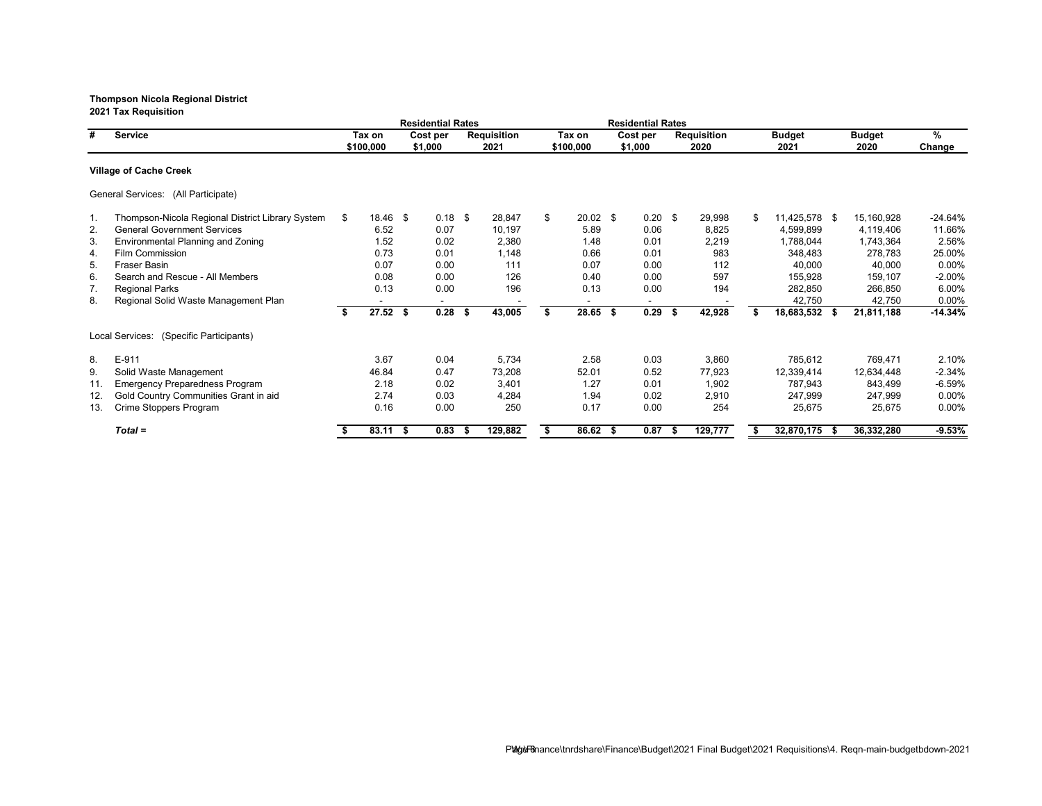**Thompson Nicola Regional District**
**2021 Tax Requisition**

| # | Service | Residential Rates Tax on $100,000 | Residential Rates Cost per $1,000 | Requisition 2021 | Residential Rates Tax on $100,000 | Residential Rates Cost per $1,000 | Requisition 2020 | Budget 2021 | Budget 2020 | % Change |
|---|---|---|---|---|---|---|---|---|---|---|
| | **Village of Cache Creek** | | | | | | | | | |
| | General Services: (All Participate) | | | | | | | | | |
| 1. | Thompson-Nicola Regional District Library System | $ 18.46 | $ 0.18 | $ 28,847 | $ 20.02 | $ 0.20 | $ 29,998 | $ 11,425,578 | $ 15,160,928 | -24.64% |
| 2. | General Government Services | 6.52 | 0.07 | 10,197 | 5.89 | 0.06 | 8,825 | 4,599,899 | 4,119,406 | 11.66% |
| 3. | Environmental Planning and Zoning | 1.52 | 0.02 | 2,380 | 1.48 | 0.01 | 2,219 | 1,788,044 | 1,743,364 | 2.56% |
| 4. | Film Commission | 0.73 | 0.01 | 1,148 | 0.66 | 0.01 | 983 | 348,483 | 278,783 | 25.00% |
| 5. | Fraser Basin | 0.07 | 0.00 | 111 | 0.07 | 0.00 | 112 | 40,000 | 40,000 | 0.00% |
| 6. | Search and Rescue - All Members | 0.08 | 0.00 | 126 | 0.40 | 0.00 | 597 | 155,928 | 159,107 | -2.00% |
| 7. | Regional Parks | 0.13 | 0.00 | 196 | 0.13 | 0.00 | 194 | 282,850 | 266,850 | 6.00% |
| 8. | Regional Solid Waste Management Plan | - | - | - | - | - | - | 42,750 | 42,750 | 0.00% |
| | | **$ 27.52** | **$ 0.28** | **$ 43,005** | **$ 28.65** | **$ 0.29** | **$ 42,928** | **$ 18,683,532** | **$ 21,811,188** | **-14.34%** |
| | Local Services: (Specific Participants) | | | | | | | | | |
| 8. | E-911 | 3.67 | 0.04 | 5,734 | 2.58 | 0.03 | 3,860 | 785,612 | 769,471 | 2.10% |
| 9. | Solid Waste Management | 46.84 | 0.47 | 73,208 | 52.01 | 0.52 | 77,923 | 12,339,414 | 12,634,448 | -2.34% |
| 11. | Emergency Preparedness Program | 2.18 | 0.02 | 3,401 | 1.27 | 0.01 | 1,902 | 787,943 | 843,499 | -6.59% |
| 12. | Gold Country Communities Grant in aid | 2.74 | 0.03 | 4,284 | 1.94 | 0.02 | 2,910 | 247,999 | 247,999 | 0.00% |
| 13. | Crime Stoppers Program | 0.16 | 0.00 | 250 | 0.17 | 0.00 | 254 | 25,675 | 25,675 | 0.00% |
| | ***Total =*** | **$ 83.11** | **$ 0.83** | **$ 129,882** | **$ 86.62** | **$ 0.87** | **$ 129,777** | **$ 32,870,175** | **$ 36,332,280** | **-9.53%** |

W:\Finance\tnrdshare\Finance\Budget\2021 Final Budget\2021 Requisitions\4. Reqn-main-budgetbdown-2021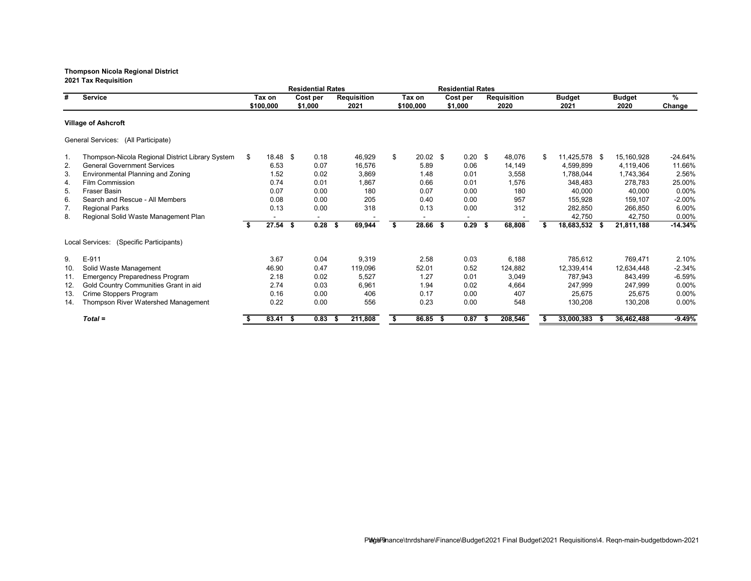**Thompson Nicola Regional District**
**2021 Tax Requisition**

| # | Service | Residential Rates Tax on $100,000 | Residential Rates Cost per $1,000 | Residential Rates Requisition 2021 | Residential Rates Tax on $100,000 | Residential Rates Cost per $1,000 | Residential Rates Requisition 2020 | Budget 2021 | Budget 2020 | % Change |
|---|---|---|---|---|---|---|---|---|---|---|
| | **Village of Ashcroft** | | | | | | | | | |
| | General Services: (All Participate) | | | | | | | | | |
| 1. | Thompson-Nicola Regional District Library System | $ 18.48 | $ 0.18 | 46,929 | $ 20.02 | $ 0.20 | $ 48,076 | $ 11,425,578 | $ 15,160,928 | -24.64% |
| 2. | General Government Services | 6.53 | 0.07 | 16,576 | 5.89 | 0.06 | 14,149 | 4,599,899 | 4,119,406 | 11.66% |
| 3. | Environmental Planning and Zoning | 1.52 | 0.02 | 3,869 | 1.48 | 0.01 | 3,558 | 1,788,044 | 1,743,364 | 2.56% |
| 4. | Film Commission | 0.74 | 0.01 | 1,867 | 0.66 | 0.01 | 1,576 | 348,483 | 278,783 | 25.00% |
| 5. | Fraser Basin | 0.07 | 0.00 | 180 | 0.07 | 0.00 | 180 | 40,000 | 40,000 | 0.00% |
| 6. | Search and Rescue - All Members | 0.08 | 0.00 | 205 | 0.40 | 0.00 | 957 | 155,928 | 159,107 | -2.00% |
| 7. | Regional Parks | 0.13 | 0.00 | 318 | 0.13 | 0.00 | 312 | 282,850 | 266,850 | 6.00% |
| 8. | Regional Solid Waste Management Plan | - | - | - | - | - | - | 42,750 | 42,750 | 0.00% |
| | | **$ 27.54** | **$ 0.28** | **$ 69,944** | **$ 28.66** | **$ 0.29** | **$ 68,808** | **$ 18,683,532** | **$ 21,811,188** | **-14.34%** |
| | Local Services: (Specific Participants) | | | | | | | | | |
| 9. | E-911 | 3.67 | 0.04 | 9,319 | 2.58 | 0.03 | 6,188 | 785,612 | 769,471 | 2.10% |
| 10. | Solid Waste Management | 46.90 | 0.47 | 119,096 | 52.01 | 0.52 | 124,882 | 12,339,414 | 12,634,448 | -2.34% |
| 11. | Emergency Preparedness Program | 2.18 | 0.02 | 5,527 | 1.27 | 0.01 | 3,049 | 787,943 | 843,499 | -6.59% |
| 12. | Gold Country Communities Grant in aid | 2.74 | 0.03 | 6,961 | 1.94 | 0.02 | 4,664 | 247,999 | 247,999 | 0.00% |
| 13. | Crime Stoppers Program | 0.16 | 0.00 | 406 | 0.17 | 0.00 | 407 | 25,675 | 25,675 | 0.00% |
| 14. | Thompson River Watershed Management | 0.22 | 0.00 | 556 | 0.23 | 0.00 | 548 | 130,208 | 130,208 | 0.00% |
| | ***Total =*** | **$ 83.41** | **$ 0.83** | **$ 211,808** | **$ 86.85** | **$ 0.87** | **$ 208,546** | **$ 33,000,383** | **$ 36,462,488** | **-9.49%** |

W:\Finance\tnrdshare\Finance\Budget\2021 Final Budget\2021 Requisitions\4. Reqn-main-budgetbdown-2021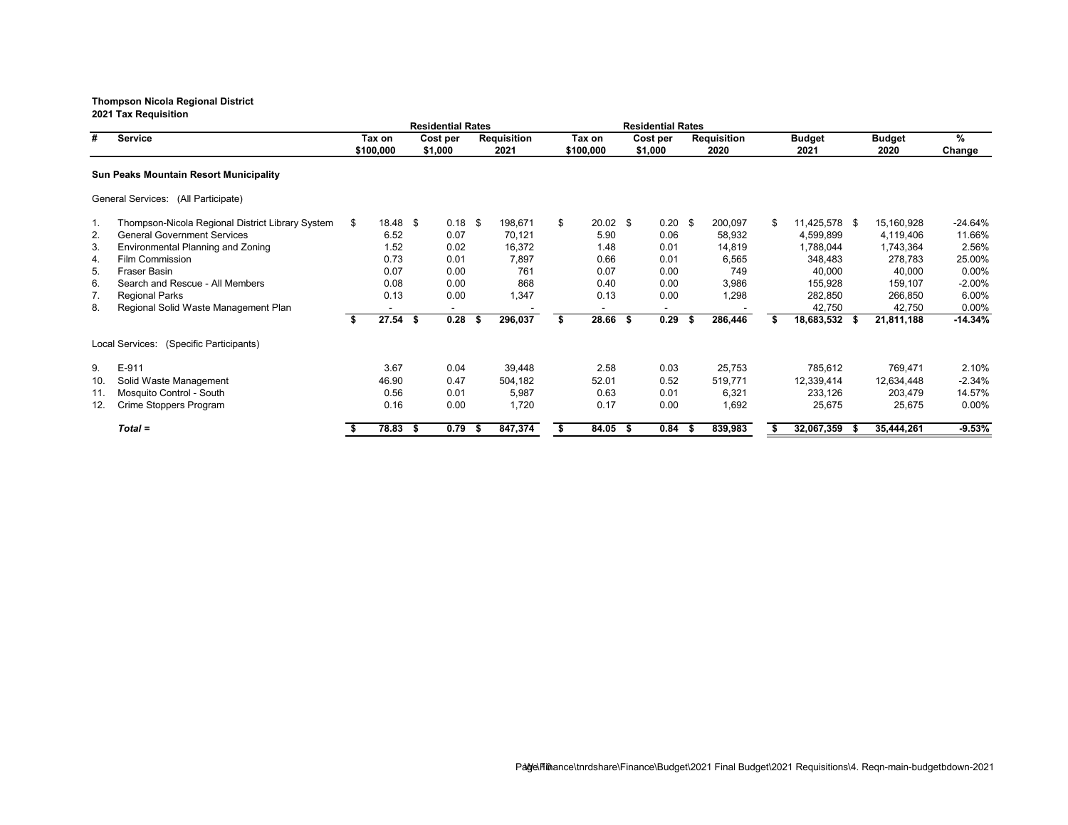**Thompson Nicola Regional District**
**2021 Tax Requisition**

| # | Service | Residential Rates Tax on $100,000 | Cost per $1,000 | Requisition 2021 | Residential Rates Tax on $100,000 | Cost per $1,000 | Requisition 2020 | Budget 2021 | Budget 2020 | % Change |
|---|---|---|---|---|---|---|---|---|---|---|
| | **Sun Peaks Mountain Resort Municipality** | | | | | | | | | |
| | General Services: (All Participate) | | | | | | | | | |
| 1. | Thompson-Nicola Regional District Library System | $ 18.48 | $ 0.18 | $ 198,671 | $ 20.02 | $ 0.20 | $ 200,097 | $ 11,425,578 | $ 15,160,928 | -24.64% |
| 2. | General Government Services | 6.52 | 0.07 | 70,121 | 5.90 | 0.06 | 58,932 | 4,599,899 | 4,119,406 | 11.66% |
| 3. | Environmental Planning and Zoning | 1.52 | 0.02 | 16,372 | 1.48 | 0.01 | 14,819 | 1,788,044 | 1,743,364 | 2.56% |
| 4. | Film Commission | 0.73 | 0.01 | 7,897 | 0.66 | 0.01 | 6,565 | 348,483 | 278,783 | 25.00% |
| 5. | Fraser Basin | 0.07 | 0.00 | 761 | 0.07 | 0.00 | 749 | 40,000 | 40,000 | 0.00% |
| 6. | Search and Rescue - All Members | 0.08 | 0.00 | 868 | 0.40 | 0.00 | 3,986 | 155,928 | 159,107 | -2.00% |
| 7. | Regional Parks | 0.13 | 0.00 | 1,347 | 0.13 | 0.00 | 1,298 | 282,850 | 266,850 | 6.00% |
| 8. | Regional Solid Waste Management Plan | - | - | - | - | - | - | 42,750 | 42,750 | 0.00% |
| | | **$ 27.54** | **$ 0.28** | **$ 296,037** | **$ 28.66** | **$ 0.29** | **$ 286,446** | **$ 18,683,532** | **$ 21,811,188** | **-14.34%** |
| | Local Services: (Specific Participants) | | | | | | | | | |
| 9. | E-911 | 3.67 | 0.04 | 39,448 | 2.58 | 0.03 | 25,753 | 785,612 | 769,471 | 2.10% |
| 10. | Solid Waste Management | 46.90 | 0.47 | 504,182 | 52.01 | 0.52 | 519,771 | 12,339,414 | 12,634,448 | -2.34% |
| 11. | Mosquito Control - South | 0.56 | 0.01 | 5,987 | 0.63 | 0.01 | 6,321 | 233,126 | 203,479 | 14.57% |
| 12. | Crime Stoppers Program | 0.16 | 0.00 | 1,720 | 0.17 | 0.00 | 1,692 | 25,675 | 25,675 | 0.00% |
| | ***Total =*** | **$ 78.83** | **$ 0.79** | **$ 847,374** | **$ 84.05** | **$ 0.84** | **$ 839,983** | **$ 32,067,359** | **$ 35,444,261** | **-9.53%** |

W:\Finance\tnrdshare\Finance\Budget\2021 Final Budget\2021 Requisitions\4. Reqn-main-budgetbdown-2021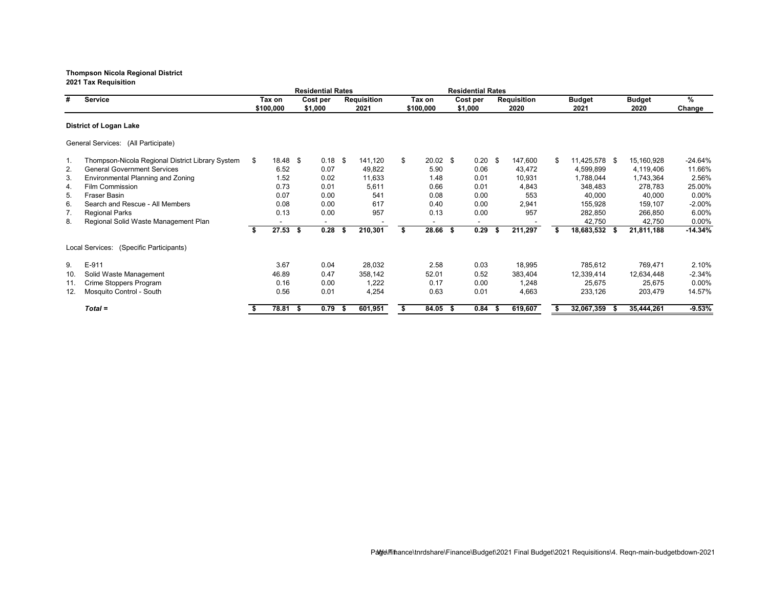**Thompson Nicola Regional District**
**2021 Tax Requisition**

| # | Service | Residential Rates Tax on $100,000 | Residential Rates Cost per $1,000 | Requisition 2021 | Residential Rates Tax on $100,000 | Residential Rates Cost per $1,000 | Requisition 2020 | Budget 2021 | Budget 2020 | % Change |
|---|---|---|---|---|---|---|---|---|---|---|
| | **District of Logan Lake** | | | | | | | | | |
| | General Services: (All Participate) | | | | | | | | | |
| 1. | Thompson-Nicola Regional District Library System | $ 18.48 | $ 0.18 | $ 141,120 | $ 20.02 | $ 0.20 | $ 147,600 | $ 11,425,578 | $ 15,160,928 | -24.64% |
| 2. | General Government Services | 6.52 | 0.07 | 49,822 | 5.90 | 0.06 | 43,472 | 4,599,899 | 4,119,406 | 11.66% |
| 3. | Environmental Planning and Zoning | 1.52 | 0.02 | 11,633 | 1.48 | 0.01 | 10,931 | 1,788,044 | 1,743,364 | 2.56% |
| 4. | Film Commission | 0.73 | 0.01 | 5,611 | 0.66 | 0.01 | 4,843 | 348,483 | 278,783 | 25.00% |
| 5. | Fraser Basin | 0.07 | 0.00 | 541 | 0.08 | 0.00 | 553 | 40,000 | 40,000 | 0.00% |
| 6. | Search and Rescue - All Members | 0.08 | 0.00 | 617 | 0.40 | 0.00 | 2,941 | 155,928 | 159,107 | -2.00% |
| 7. | Regional Parks | 0.13 | 0.00 | 957 | 0.13 | 0.00 | 957 | 282,850 | 266,850 | 6.00% |
| 8. | Regional Solid Waste Management Plan | - | - | - | - | - | - | 42,750 | 42,750 | 0.00% |
| | | **$ 27.53** | **$ 0.28** | **$ 210,301** | **$ 28.66** | **$ 0.29** | **$ 211,297** | **$ 18,683,532** | **$ 21,811,188** | **-14.34%** |
| | Local Services: (Specific Participants) | | | | | | | | | |
| 9. | E-911 | 3.67 | 0.04 | 28,032 | 2.58 | 0.03 | 18,995 | 785,612 | 769,471 | 2.10% |
| 10. | Solid Waste Management | 46.89 | 0.47 | 358,142 | 52.01 | 0.52 | 383,404 | 12,339,414 | 12,634,448 | -2.34% |
| 11. | Crime Stoppers Program | 0.16 | 0.00 | 1,222 | 0.17 | 0.00 | 1,248 | 25,675 | 25,675 | 0.00% |
| 12. | Mosquito Control - South | 0.56 | 0.01 | 4,254 | 0.63 | 0.01 | 4,663 | 233,126 | 203,479 | 14.57% |
| | ***Total =*** | **$ 78.81** | **$ 0.79** | **$ 601,951** | **$ 84.05** | **$ 0.84** | **$ 619,607** | **$ 32,067,359** | **$ 35,444,261** | **-9.53%** |

\\Finance\tnrdshare\Finance\Budget\2021 Final Budget\2021 Requisitions\4. Reqn-main-budgetbdown-2021